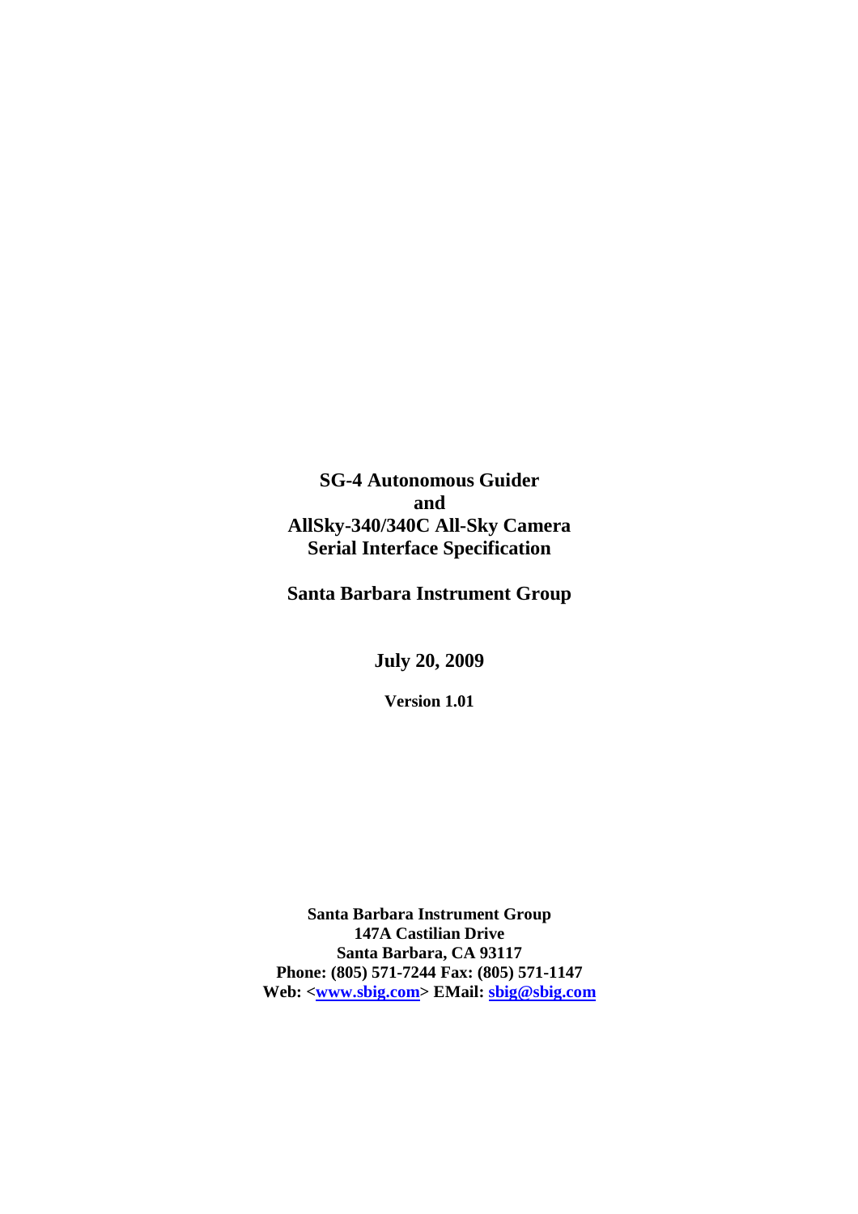# SG-4 Autonomous Guider
# and
# AllSky-340/340C All-Sky Camera
# Serial Interface Specification

**Santa Barbara Instrument Group**

**July 20, 2009**

**Version 1.01**

**Santa Barbara Instrument Group**
**147A Castilian Drive**
**Santa Barbara, CA 93117**
**Phone: (805) 571-7244 Fax: (805) 571-1147**
**Web: <www.sbig.com> EMail: sbig@sbig.com**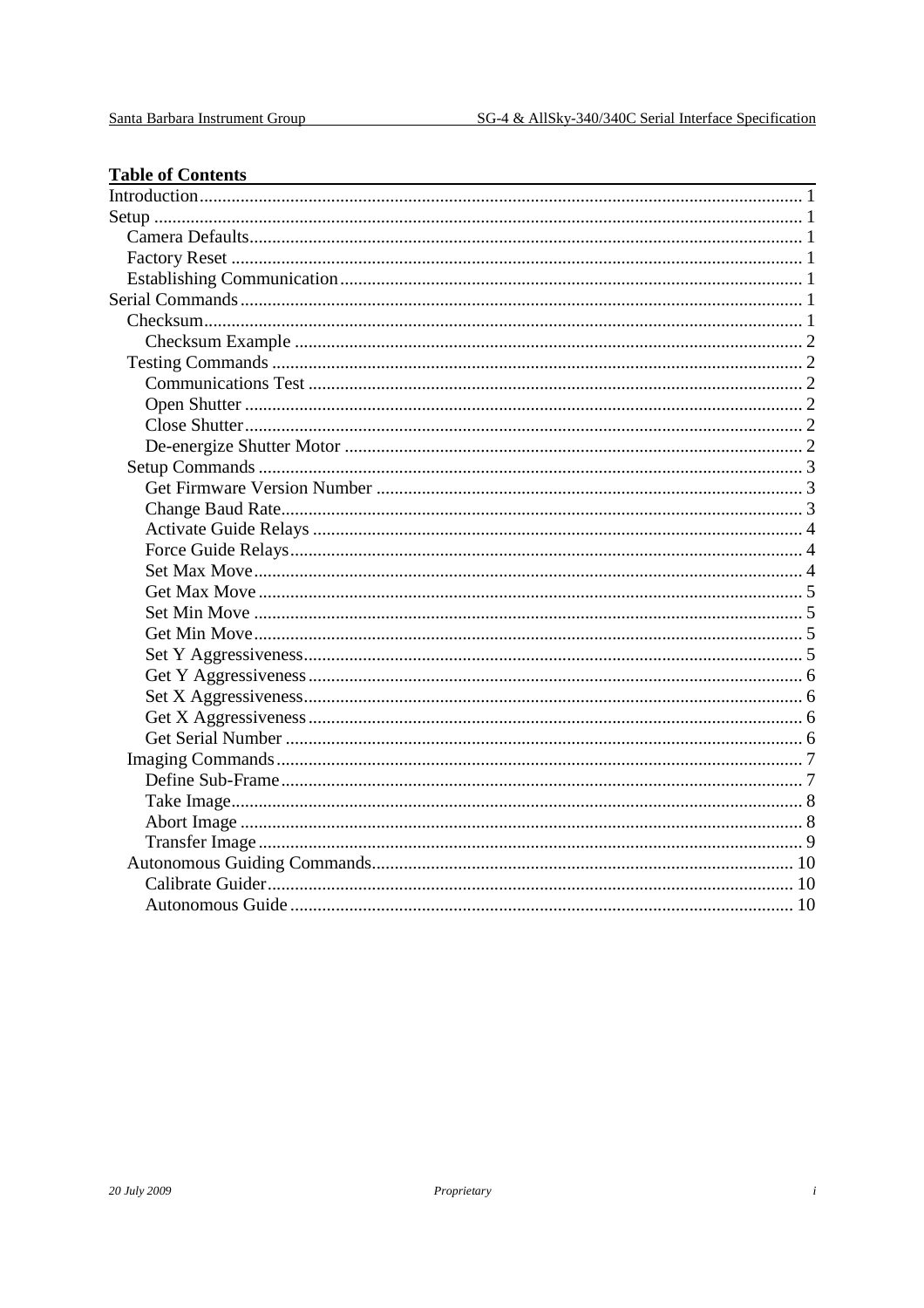**Table of Contents**

- Introduction ........ 1
- Setup ........ 1
  - Camera Defaults ........ 1
  - Factory Reset ........ 1
  - Establishing Communication ........ 1
- Serial Commands ........ 1
  - Checksum ........ 1
    - Checksum Example ........ 2
  - Testing Commands ........ 2
    - Communications Test ........ 2
    - Open Shutter ........ 2
    - Close Shutter ........ 2
    - De-energize Shutter Motor ........ 2
  - Setup Commands ........ 3
    - Get Firmware Version Number ........ 3
    - Change Baud Rate ........ 3
    - Activate Guide Relays ........ 4
    - Force Guide Relays ........ 4
    - Set Max Move ........ 4
    - Get Max Move ........ 5
    - Set Min Move ........ 5
    - Get Min Move ........ 5
    - Set Y Aggressiveness ........ 5
    - Get Y Aggressiveness ........ 6
    - Set X Aggressiveness ........ 6
    - Get X Aggressiveness ........ 6
    - Get Serial Number ........ 6
  - Imaging Commands ........ 7
    - Define Sub-Frame ........ 7
    - Take Image ........ 8
    - Abort Image ........ 8
    - Transfer Image ........ 9
  - Autonomous Guiding Commands ........ 10
    - Calibrate Guider ........ 10
    - Autonomous Guide ........ 10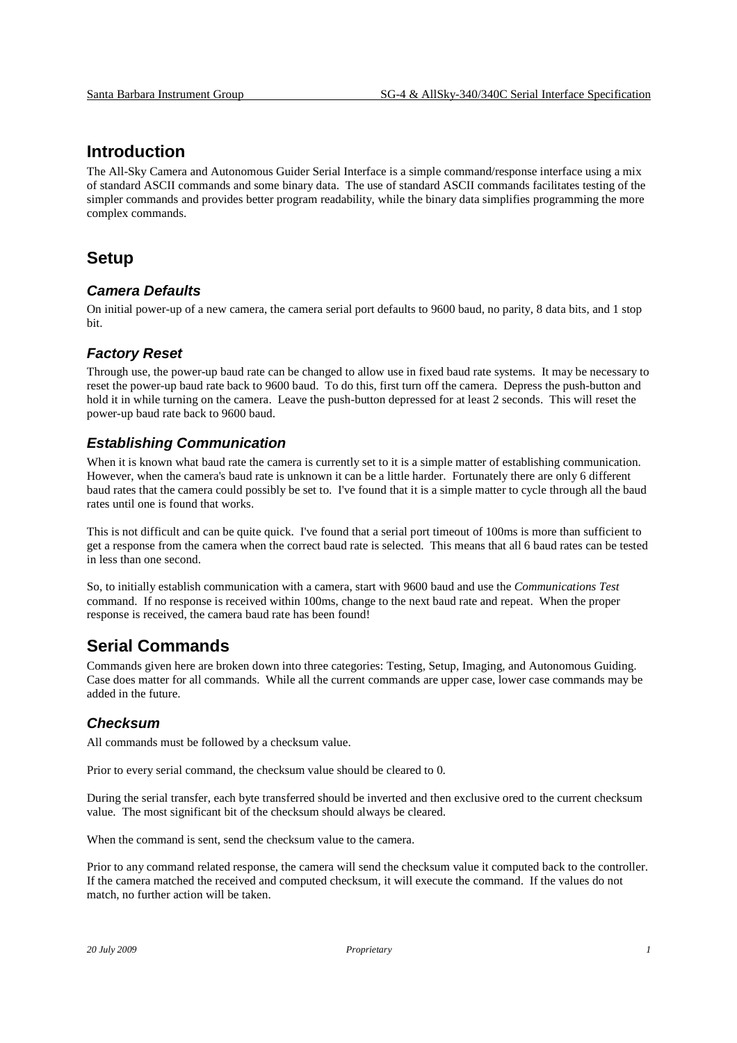# Introduction

The All-Sky Camera and Autonomous Guider Serial Interface is a simple command/response interface using a mix of standard ASCII commands and some binary data. The use of standard ASCII commands facilitates testing of the simpler commands and provides better program readability, while the binary data simplifies programming the more complex commands.

# Setup

## *Camera Defaults*

On initial power-up of a new camera, the camera serial port defaults to 9600 baud, no parity, 8 data bits, and 1 stop bit.

## *Factory Reset*

Through use, the power-up baud rate can be changed to allow use in fixed baud rate systems. It may be necessary to reset the power-up baud rate back to 9600 baud. To do this, first turn off the camera. Depress the push-button and hold it in while turning on the camera. Leave the push-button depressed for at least 2 seconds. This will reset the power-up baud rate back to 9600 baud.

## *Establishing Communication*

When it is known what baud rate the camera is currently set to it is a simple matter of establishing communication. However, when the camera's baud rate is unknown it can be a little harder. Fortunately there are only 6 different baud rates that the camera could possibly be set to. I've found that it is a simple matter to cycle through all the baud rates until one is found that works.

This is not difficult and can be quite quick. I've found that a serial port timeout of 100ms is more than sufficient to get a response from the camera when the correct baud rate is selected. This means that all 6 baud rates can be tested in less than one second.

So, to initially establish communication with a camera, start with 9600 baud and use the *Communications Test* command. If no response is received within 100ms, change to the next baud rate and repeat. When the proper response is received, the camera baud rate has been found!

# Serial Commands

Commands given here are broken down into three categories: Testing, Setup, Imaging, and Autonomous Guiding. Case does matter for all commands. While all the current commands are upper case, lower case commands may be added in the future.

## *Checksum*

All commands must be followed by a checksum value.

Prior to every serial command, the checksum value should be cleared to 0.

During the serial transfer, each byte transferred should be inverted and then exclusive ored to the current checksum value. The most significant bit of the checksum should always be cleared.

When the command is sent, send the checksum value to the camera.

Prior to any command related response, the camera will send the checksum value it computed back to the controller. If the camera matched the received and computed checksum, it will execute the command. If the values do not match, no further action will be taken.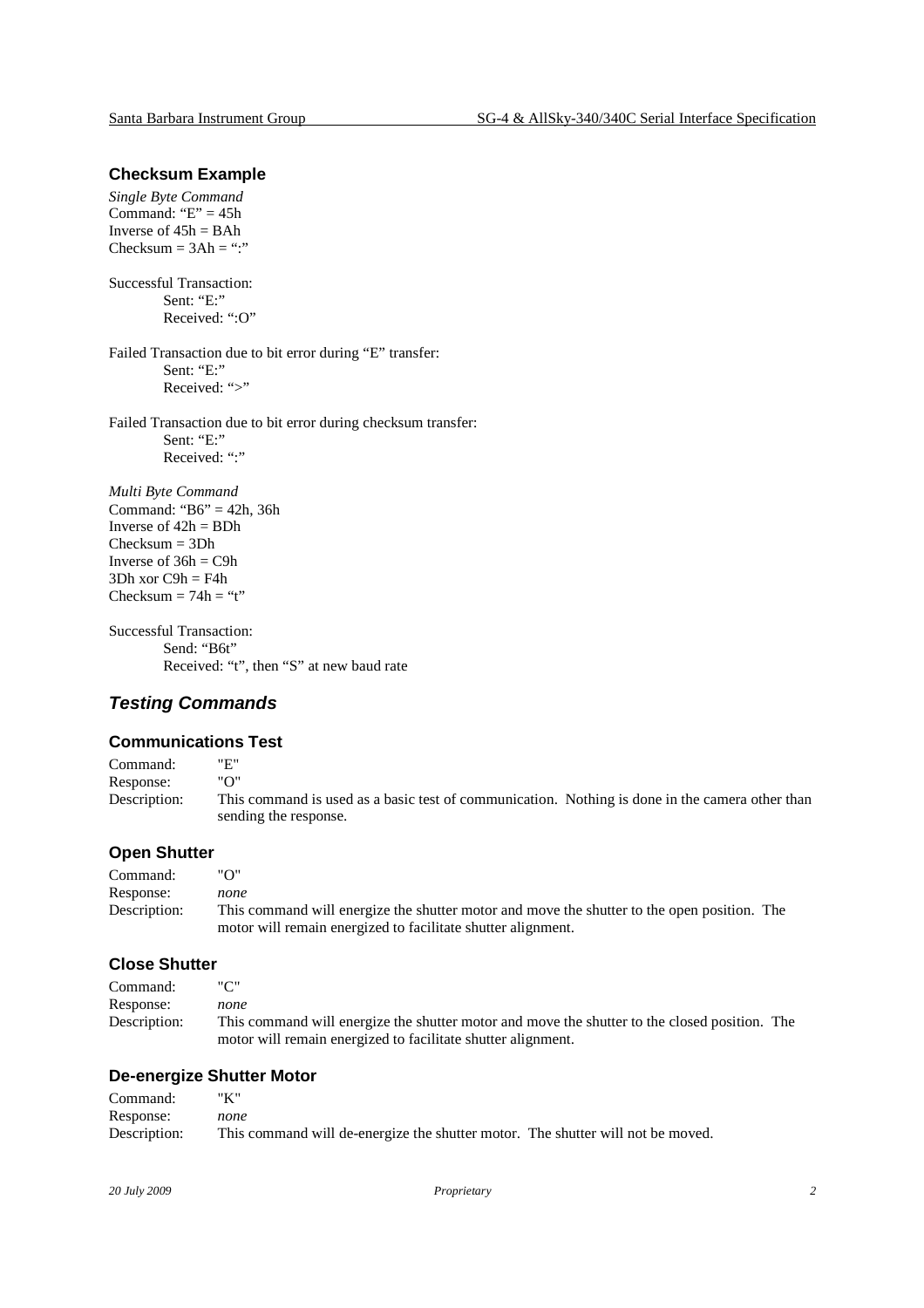### Checksum Example

*Single Byte Command*
Command: “E” = 45h
Inverse of 45h = BAh
Checksum = 3Ah = “:”

Successful Transaction:
Sent: “E:”
Received: “:O”

Failed Transaction due to bit error during “E” transfer:
Sent: “E:”
Received: “>”

Failed Transaction due to bit error during checksum transfer:
Sent: “E:”
Received: “:”

*Multi Byte Command*
Command: “B6” = 42h, 36h
Inverse of 42h = BDh
Checksum = 3Dh
Inverse of 36h = C9h
3Dh xor C9h = F4h
Checksum = 74h = “t”

Successful Transaction:
Send: “B6t”
Received: “t”, then “S” at new baud rate

## *Testing Commands*

### Communications Test

Command: "E"
Response: "O"
Description: This command is used as a basic test of communication. Nothing is done in the camera other than sending the response.

### Open Shutter

Command: "O"
Response: *none*
Description: This command will energize the shutter motor and move the shutter to the open position. The motor will remain energized to facilitate shutter alignment.

### Close Shutter

Command: "C"
Response: *none*
Description: This command will energize the shutter motor and move the shutter to the closed position. The motor will remain energized to facilitate shutter alignment.

### De-energize Shutter Motor

Command: "K"
Response: *none*
Description: This command will de-energize the shutter motor. The shutter will not be moved.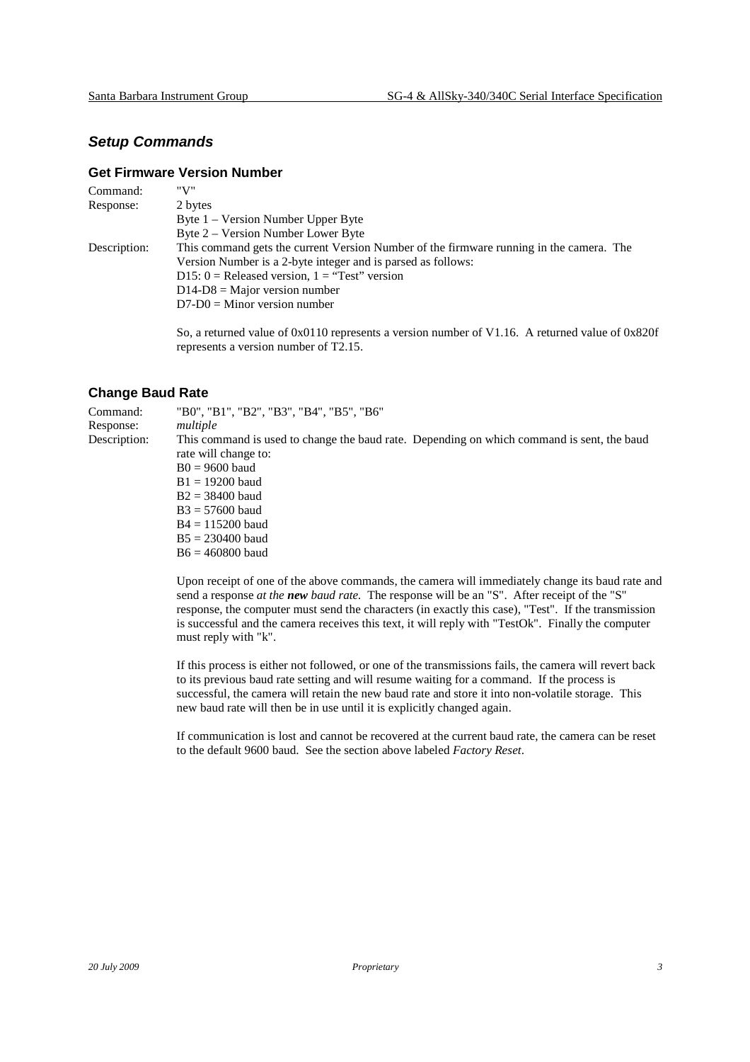## *Setup Commands*

### Get Firmware Version Number

Command: "V"

Response: 2 bytes
Byte 1 – Version Number Upper Byte
Byte 2 – Version Number Lower Byte

Description: This command gets the current Version Number of the firmware running in the camera. The Version Number is a 2-byte integer and is parsed as follows:
D15: 0 = Released version, 1 = “Test” version
D14-D8 = Major version number
D7-D0 = Minor version number

So, a returned value of 0x0110 represents a version number of V1.16. A returned value of 0x820f represents a version number of T2.15.

### Change Baud Rate

Command: "B0", "B1", "B2", "B3", "B4", "B5", "B6"

Response: *multiple*

Description: This command is used to change the baud rate. Depending on which command is sent, the baud rate will change to:
B0 = 9600 baud
B1 = 19200 baud
B2 = 38400 baud
B3 = 57600 baud
B4 = 115200 baud
B5 = 230400 baud
B6 = 460800 baud

Upon receipt of one of the above commands, the camera will immediately change its baud rate and send a response *at the **new** baud rate.* The response will be an "S". After receipt of the "S" response, the computer must send the characters (in exactly this case), "Test". If the transmission is successful and the camera receives this text, it will reply with "TestOk". Finally the computer must reply with "k".

If this process is either not followed, or one of the transmissions fails, the camera will revert back to its previous baud rate setting and will resume waiting for a command. If the process is successful, the camera will retain the new baud rate and store it into non-volatile storage. This new baud rate will then be in use until it is explicitly changed again.

If communication is lost and cannot be recovered at the current baud rate, the camera can be reset to the default 9600 baud. See the section above labeled *Factory Reset*.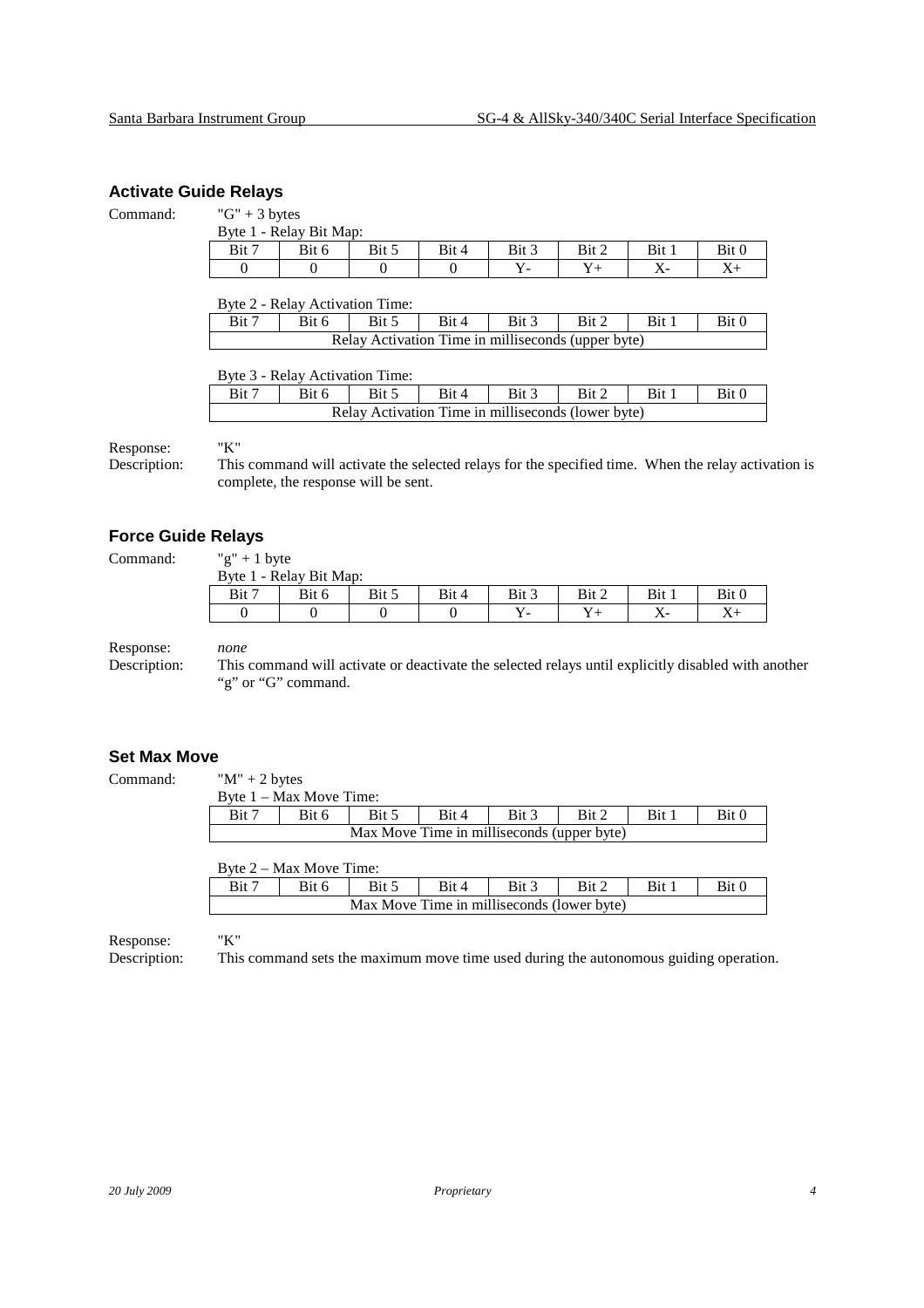### Activate Guide Relays

Command: "G" + 3 bytes

Byte 1 - Relay Bit Map:

| Bit 7 | Bit 6 | Bit 5 | Bit 4 | Bit 3 | Bit 2 | Bit 1 | Bit 0 |
|---|---|---|---|---|---|---|---|
| 0 | 0 | 0 | 0 | Y- | Y+ | X- | X+ |

Byte 2 - Relay Activation Time:

| Bit 7 | Bit 6 | Bit 5 | Bit 4 | Bit 3 | Bit 2 | Bit 1 | Bit 0 |
|---|---|---|---|---|---|---|---|
| Relay Activation Time in milliseconds (upper byte) | | | | | | | |

Byte 3 - Relay Activation Time:

| Bit 7 | Bit 6 | Bit 5 | Bit 4 | Bit 3 | Bit 2 | Bit 1 | Bit 0 |
|---|---|---|---|---|---|---|---|
| Relay Activation Time in milliseconds (lower byte) | | | | | | | |

Response: "K"

Description: This command will activate the selected relays for the specified time. When the relay activation is complete, the response will be sent.

### Force Guide Relays

Command: "g" + 1 byte

Byte 1 - Relay Bit Map:

| Bit 7 | Bit 6 | Bit 5 | Bit 4 | Bit 3 | Bit 2 | Bit 1 | Bit 0 |
|---|---|---|---|---|---|---|---|
| 0 | 0 | 0 | 0 | Y- | Y+ | X- | X+ |

Response: *none*

Description: This command will activate or deactivate the selected relays until explicitly disabled with another "g" or "G" command.

### Set Max Move

Command: "M" + 2 bytes

Byte 1 – Max Move Time:

| Bit 7 | Bit 6 | Bit 5 | Bit 4 | Bit 3 | Bit 2 | Bit 1 | Bit 0 |
|---|---|---|---|---|---|---|---|
| Max Move Time in milliseconds (upper byte) | | | | | | | |

Byte 2 – Max Move Time:

| Bit 7 | Bit 6 | Bit 5 | Bit 4 | Bit 3 | Bit 2 | Bit 1 | Bit 0 |
|---|---|---|---|---|---|---|---|
| Max Move Time in milliseconds (lower byte) | | | | | | | |

Response: "K"

Description: This command sets the maximum move time used during the autonomous guiding operation.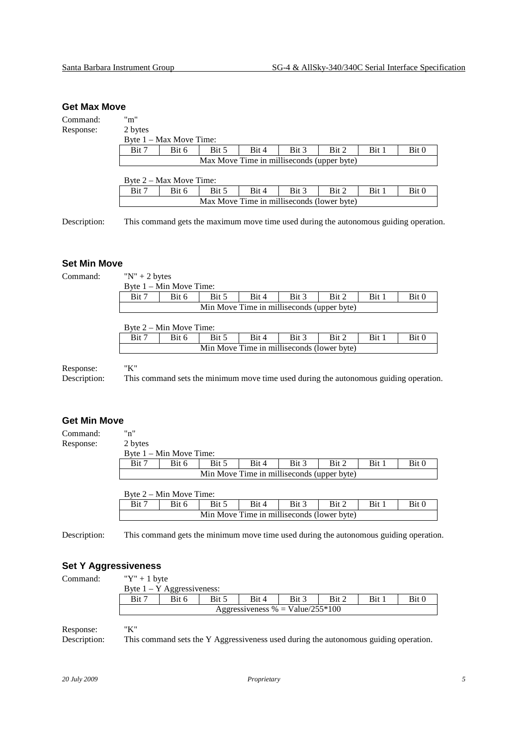### Get Max Move

Command: "m"

Response: 2 bytes

Byte 1 – Max Move Time:

| Bit 7 | Bit 6 | Bit 5 | Bit 4 | Bit 3 | Bit 2 | Bit 1 | Bit 0 |
|---|---|---|---|---|---|---|---|
| Max Move Time in milliseconds (upper byte) | | | | | | | |

Byte 2 – Max Move Time:

| Bit 7 | Bit 6 | Bit 5 | Bit 4 | Bit 3 | Bit 2 | Bit 1 | Bit 0 |
|---|---|---|---|---|---|---|---|
| Max Move Time in milliseconds (lower byte) | | | | | | | |

Description: This command gets the maximum move time used during the autonomous guiding operation.

### Set Min Move

Command: "N" + 2 bytes

Byte 1 – Min Move Time:

| Bit 7 | Bit 6 | Bit 5 | Bit 4 | Bit 3 | Bit 2 | Bit 1 | Bit 0 |
|---|---|---|---|---|---|---|---|
| Min Move Time in milliseconds (upper byte) | | | | | | | |

Byte 2 – Min Move Time:

| Bit 7 | Bit 6 | Bit 5 | Bit 4 | Bit 3 | Bit 2 | Bit 1 | Bit 0 |
|---|---|---|---|---|---|---|---|
| Min Move Time in milliseconds (lower byte) | | | | | | | |

Response: "K"

Description: This command sets the minimum move time used during the autonomous guiding operation.

### Get Min Move

Command: "n"

Response: 2 bytes

Byte 1 – Min Move Time:

| Bit 7 | Bit 6 | Bit 5 | Bit 4 | Bit 3 | Bit 2 | Bit 1 | Bit 0 |
|---|---|---|---|---|---|---|---|
| Min Move Time in milliseconds (upper byte) | | | | | | | |

Byte 2 – Min Move Time:

| Bit 7 | Bit 6 | Bit 5 | Bit 4 | Bit 3 | Bit 2 | Bit 1 | Bit 0 |
|---|---|---|---|---|---|---|---|
| Min Move Time in milliseconds (lower byte) | | | | | | | |

Description: This command gets the minimum move time used during the autonomous guiding operation.

### Set Y Aggressiveness

Command: "Y" + 1 byte

Byte 1 – Y Aggressiveness:

| Bit 7 | Bit 6 | Bit 5 | Bit 4 | Bit 3 | Bit 2 | Bit 1 | Bit 0 |
|---|---|---|---|---|---|---|---|
| Aggressiveness % = Value/255*100 | | | | | | | |

Response: "K"

Description: This command sets the Y Aggressiveness used during the autonomous guiding operation.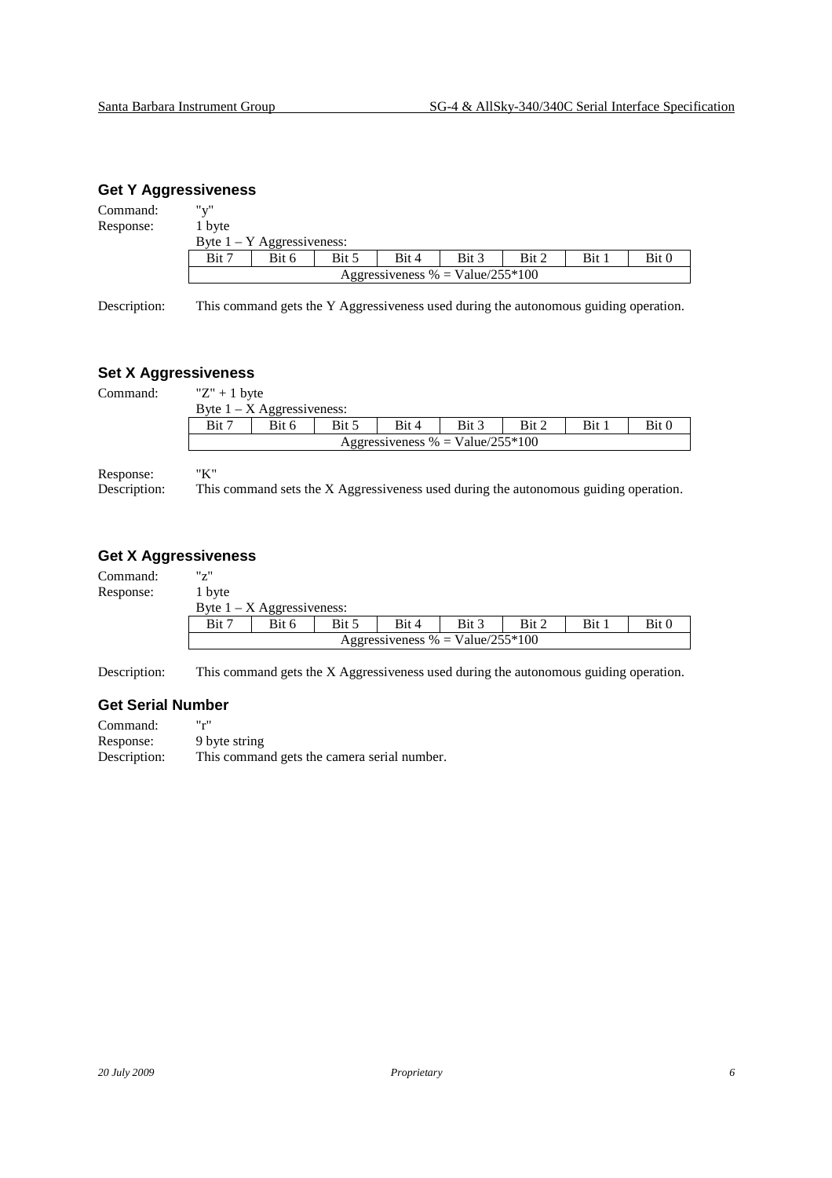### Get Y Aggressiveness

Command: "y"

Response: 1 byte

Byte 1 – Y Aggressiveness:

| Bit 7 | Bit 6 | Bit 5 | Bit 4 | Bit 3 | Bit 2 | Bit 1 | Bit 0 |
|---|---|---|---|---|---|---|---|
| Aggressiveness % = Value/255*100 | | | | | | | |

Description: This command gets the Y Aggressiveness used during the autonomous guiding operation.

### Set X Aggressiveness

Command: "Z" + 1 byte

Byte 1 – X Aggressiveness:

| Bit 7 | Bit 6 | Bit 5 | Bit 4 | Bit 3 | Bit 2 | Bit 1 | Bit 0 |
|---|---|---|---|---|---|---|---|
| Aggressiveness % = Value/255*100 | | | | | | | |

Response: "K"

Description: This command sets the X Aggressiveness used during the autonomous guiding operation.

### Get X Aggressiveness

Command: "z"

Response: 1 byte

Byte 1 – X Aggressiveness:

| Bit 7 | Bit 6 | Bit 5 | Bit 4 | Bit 3 | Bit 2 | Bit 1 | Bit 0 |
|---|---|---|---|---|---|---|---|
| Aggressiveness % = Value/255*100 | | | | | | | |

Description: This command gets the X Aggressiveness used during the autonomous guiding operation.

### Get Serial Number

Command: "r"

Response: 9 byte string

Description: This command gets the camera serial number.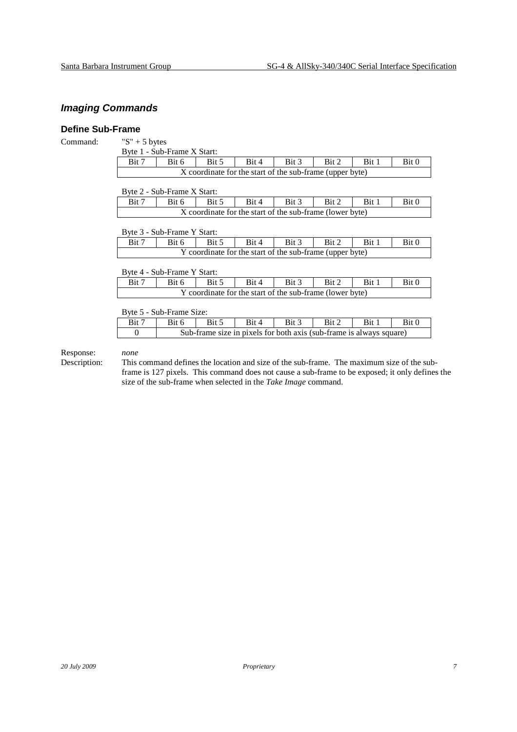## *Imaging Commands*

### Define Sub-Frame

Command: "S" + 5 bytes

Byte 1 - Sub-Frame X Start:

| Bit 7 | Bit 6 | Bit 5 | Bit 4 | Bit 3 | Bit 2 | Bit 1 | Bit 0 |
|---|---|---|---|---|---|---|---|
| X coordinate for the start of the sub-frame (upper byte) | | | | | | | |

Byte 2 - Sub-Frame X Start:

| Bit 7 | Bit 6 | Bit 5 | Bit 4 | Bit 3 | Bit 2 | Bit 1 | Bit 0 |
|---|---|---|---|---|---|---|---|
| X coordinate for the start of the sub-frame (lower byte) | | | | | | | |

Byte 3 - Sub-Frame Y Start:

| Bit 7 | Bit 6 | Bit 5 | Bit 4 | Bit 3 | Bit 2 | Bit 1 | Bit 0 |
|---|---|---|---|---|---|---|---|
| Y coordinate for the start of the sub-frame (upper byte) | | | | | | | |

Byte 4 - Sub-Frame Y Start:

| Bit 7 | Bit 6 | Bit 5 | Bit 4 | Bit 3 | Bit 2 | Bit 1 | Bit 0 |
|---|---|---|---|---|---|---|---|
| Y coordinate for the start of the sub-frame (lower byte) | | | | | | | |

Byte 5 - Sub-Frame Size:

| Bit 7 | Bit 6 | Bit 5 | Bit 4 | Bit 3 | Bit 2 | Bit 1 | Bit 0 |
|---|---|---|---|---|---|---|---|
| 0 | Sub-frame size in pixels for both axis (sub-frame is always square) | | | | | | |

Response: *none*

Description: This command defines the location and size of the sub-frame. The maximum size of the sub-frame is 127 pixels. This command does not cause a sub-frame to be exposed; it only defines the size of the sub-frame when selected in the *Take Image* command.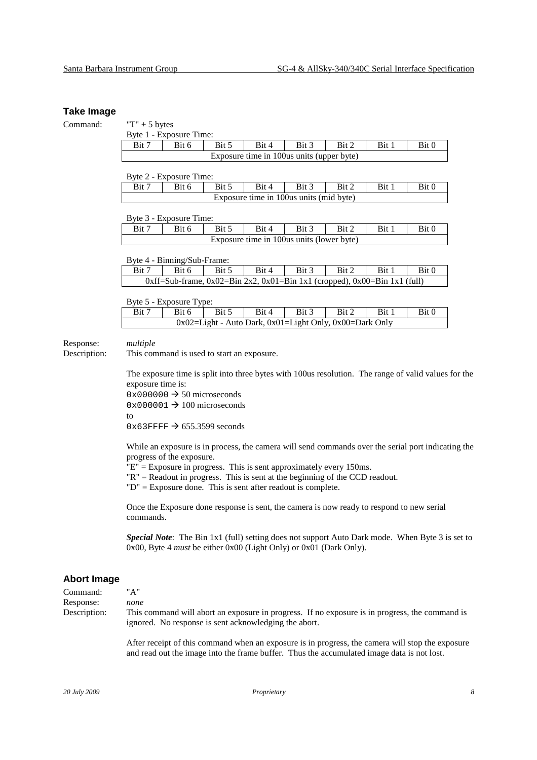## Take Image

Command: "T" + 5 bytes

Byte 1 - Exposure Time:

| Bit 7 | Bit 6 | Bit 5 | Bit 4 | Bit 3 | Bit 2 | Bit 1 | Bit 0 |
|---|---|---|---|---|---|---|---|
| Exposure time in 100us units (upper byte) | | | | | | | |

Byte 2 - Exposure Time:

| Bit 7 | Bit 6 | Bit 5 | Bit 4 | Bit 3 | Bit 2 | Bit 1 | Bit 0 |
|---|---|---|---|---|---|---|---|
| Exposure time in 100us units (mid byte) | | | | | | | |

Byte 3 - Exposure Time:

| Bit 7 | Bit 6 | Bit 5 | Bit 4 | Bit 3 | Bit 2 | Bit 1 | Bit 0 |
|---|---|---|---|---|---|---|---|
| Exposure time in 100us units (lower byte) | | | | | | | |

Byte 4 - Binning/Sub-Frame:

| Bit 7 | Bit 6 | Bit 5 | Bit 4 | Bit 3 | Bit 2 | Bit 1 | Bit 0 |
|---|---|---|---|---|---|---|---|
| 0xff=Sub-frame, 0x02=Bin 2x2, 0x01=Bin 1x1 (cropped), 0x00=Bin 1x1 (full) | | | | | | | |

Byte 5 - Exposure Type:

| Bit 7 | Bit 6 | Bit 5 | Bit 4 | Bit 3 | Bit 2 | Bit 1 | Bit 0 |
|---|---|---|---|---|---|---|---|
| 0x02=Light - Auto Dark, 0x01=Light Only, 0x00=Dark Only | | | | | | | |

Response: *multiple*

Description: This command is used to start an exposure.

The exposure time is split into three bytes with 100us resolution. The range of valid values for the exposure time is:

`0x000000` → 50 microseconds
`0x000001` → 100 microseconds
to
`0x63FFFF` → 655.3599 seconds

While an exposure is in process, the camera will send commands over the serial port indicating the progress of the exposure.

"E" = Exposure in progress. This is sent approximately every 150ms.
"R" = Readout in progress. This is sent at the beginning of the CCD readout.
"D" = Exposure done. This is sent after readout is complete.

Once the Exposure done response is sent, the camera is now ready to respond to new serial commands.

***Special Note***: The Bin 1x1 (full) setting does not support Auto Dark mode. When Byte 3 is set to 0x00, Byte 4 *must* be either 0x00 (Light Only) or 0x01 (Dark Only).

## Abort Image

Command: "A"

Response: *none*

Description: This command will abort an exposure in progress. If no exposure is in progress, the command is ignored. No response is sent acknowledging the abort.

After receipt of this command when an exposure is in progress, the camera will stop the exposure and read out the image into the frame buffer. Thus the accumulated image data is not lost.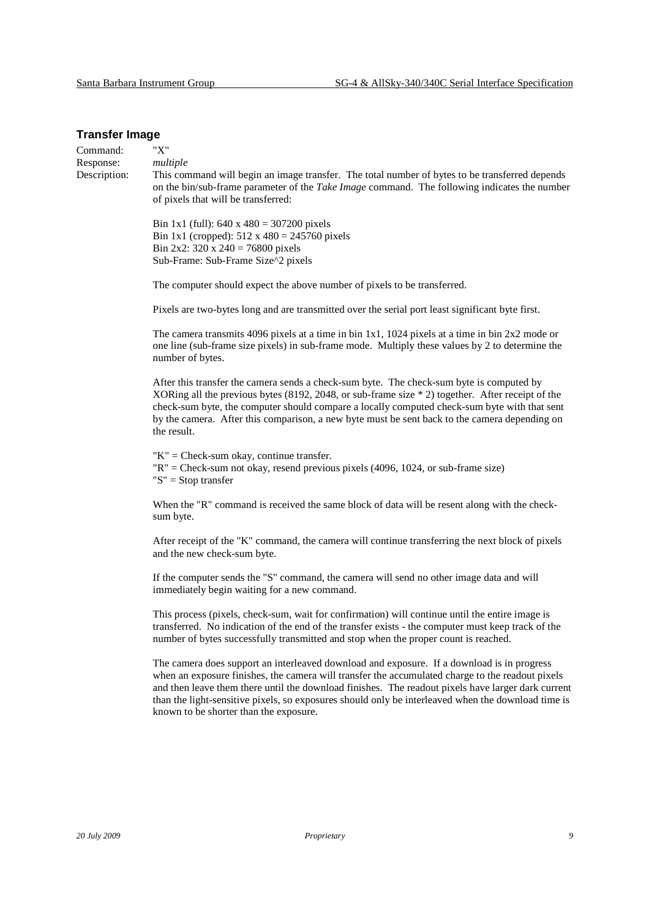### Transfer Image

Command: "X"

Response: *multiple*

Description: This command will begin an image transfer. The total number of bytes to be transferred depends on the bin/sub-frame parameter of the *Take Image* command. The following indicates the number of pixels that will be transferred:

Bin 1x1 (full): 640 x 480 = 307200 pixels
Bin 1x1 (cropped): 512 x 480 = 245760 pixels
Bin 2x2: 320 x 240 = 76800 pixels
Sub-Frame: Sub-Frame Size^2 pixels

The computer should expect the above number of pixels to be transferred.

Pixels are two-bytes long and are transmitted over the serial port least significant byte first.

The camera transmits 4096 pixels at a time in bin 1x1, 1024 pixels at a time in bin 2x2 mode or one line (sub-frame size pixels) in sub-frame mode. Multiply these values by 2 to determine the number of bytes.

After this transfer the camera sends a check-sum byte. The check-sum byte is computed by XORing all the previous bytes (8192, 2048, or sub-frame size * 2) together. After receipt of the check-sum byte, the computer should compare a locally computed check-sum byte with that sent by the camera. After this comparison, a new byte must be sent back to the camera depending on the result.

"K" = Check-sum okay, continue transfer.
"R" = Check-sum not okay, resend previous pixels (4096, 1024, or sub-frame size)
"S" = Stop transfer

When the "R" command is received the same block of data will be resent along with the check-sum byte.

After receipt of the "K" command, the camera will continue transferring the next block of pixels and the new check-sum byte.

If the computer sends the "S" command, the camera will send no other image data and will immediately begin waiting for a new command.

This process (pixels, check-sum, wait for confirmation) will continue until the entire image is transferred. No indication of the end of the transfer exists - the computer must keep track of the number of bytes successfully transmitted and stop when the proper count is reached.

The camera does support an interleaved download and exposure. If a download is in progress when an exposure finishes, the camera will transfer the accumulated charge to the readout pixels and then leave them there until the download finishes. The readout pixels have larger dark current than the light-sensitive pixels, so exposures should only be interleaved when the download time is known to be shorter than the exposure.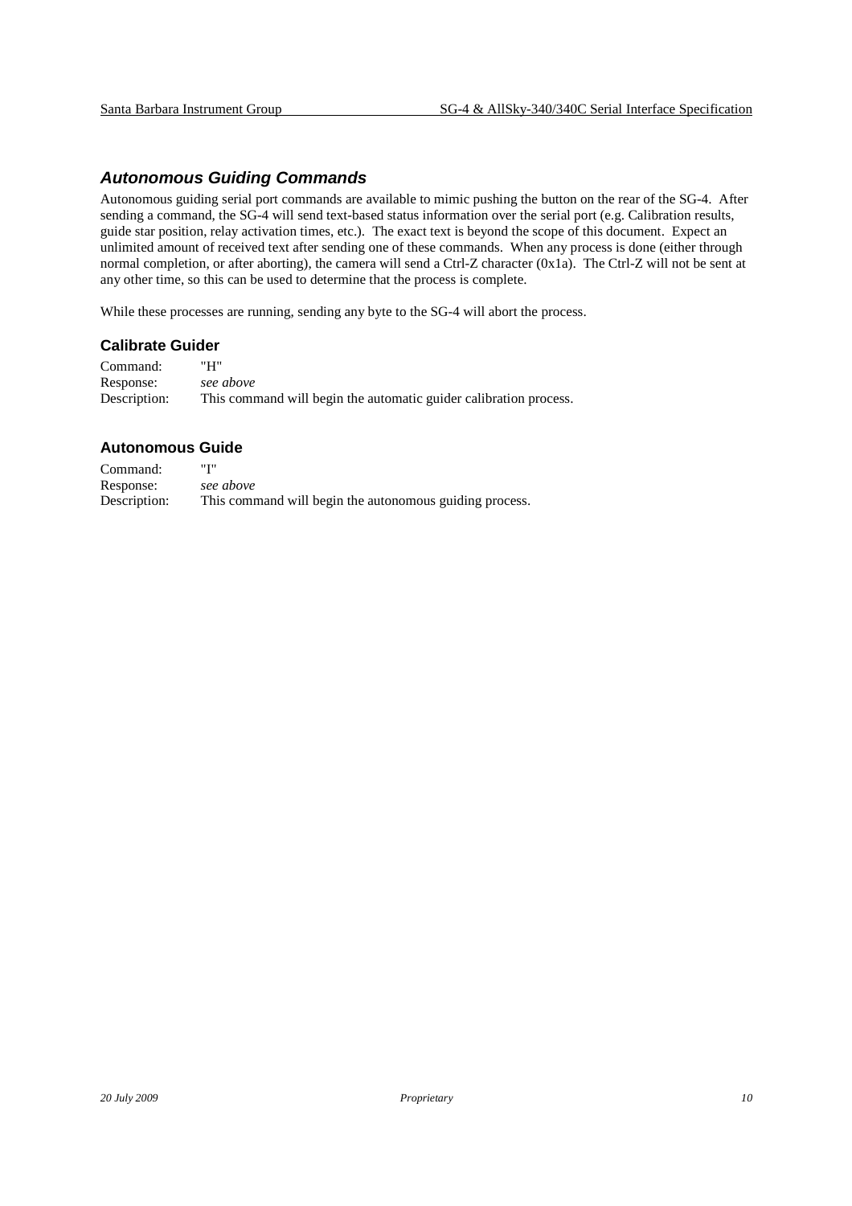### *Autonomous Guiding Commands*

Autonomous guiding serial port commands are available to mimic pushing the button on the rear of the SG-4. After sending a command, the SG-4 will send text-based status information over the serial port (e.g. Calibration results, guide star position, relay activation times, etc.). The exact text is beyond the scope of this document. Expect an unlimited amount of received text after sending one of these commands. When any process is done (either through normal completion, or after aborting), the camera will send a Ctrl-Z character (0x1a). The Ctrl-Z will not be sent at any other time, so this can be used to determine that the process is complete.

While these processes are running, sending any byte to the SG-4 will abort the process.

#### Calibrate Guider

Command: "H"
Response: *see above*
Description: This command will begin the automatic guider calibration process.

#### Autonomous Guide

Command: "I"
Response: *see above*
Description: This command will begin the autonomous guiding process.